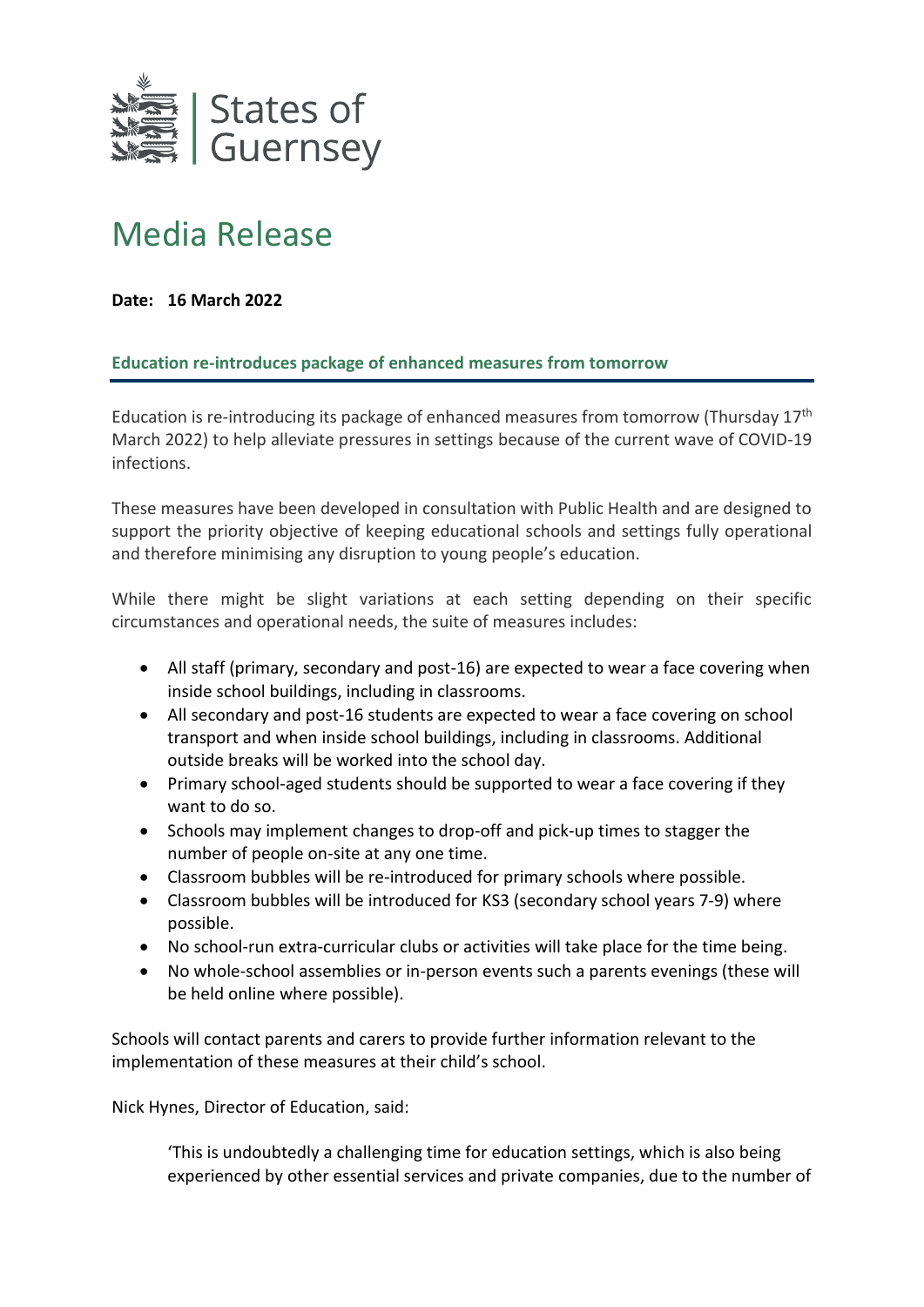States of Guernsey

# Media Release

**Date: 16 March 2022**

## Education re-introduces package of enhanced measures from tomorrow

Education is re-introducing its package of enhanced measures from tomorrow (Thursday 17th March 2022) to help alleviate pressures in settings because of the current wave of COVID-19 infections.

These measures have been developed in consultation with Public Health and are designed to support the priority objective of keeping educational schools and settings fully operational and therefore minimising any disruption to young people's education.

While there might be slight variations at each setting depending on their specific circumstances and operational needs, the suite of measures includes:

- All staff (primary, secondary and post-16) are expected to wear a face covering when inside school buildings, including in classrooms.
- All secondary and post-16 students are expected to wear a face covering on school transport and when inside school buildings, including in classrooms. Additional outside breaks will be worked into the school day.
- Primary school-aged students should be supported to wear a face covering if they want to do so.
- Schools may implement changes to drop-off and pick-up times to stagger the number of people on-site at any one time.
- Classroom bubbles will be re-introduced for primary schools where possible.
- Classroom bubbles will be introduced for KS3 (secondary school years 7-9) where possible.
- No school-run extra-curricular clubs or activities will take place for the time being.
- No whole-school assemblies or in-person events such a parents evenings (these will be held online where possible).

Schools will contact parents and carers to provide further information relevant to the implementation of these measures at their child's school.

Nick Hynes, Director of Education, said:

> 'This is undoubtedly a challenging time for education settings, which is also being experienced by other essential services and private companies, due to the number of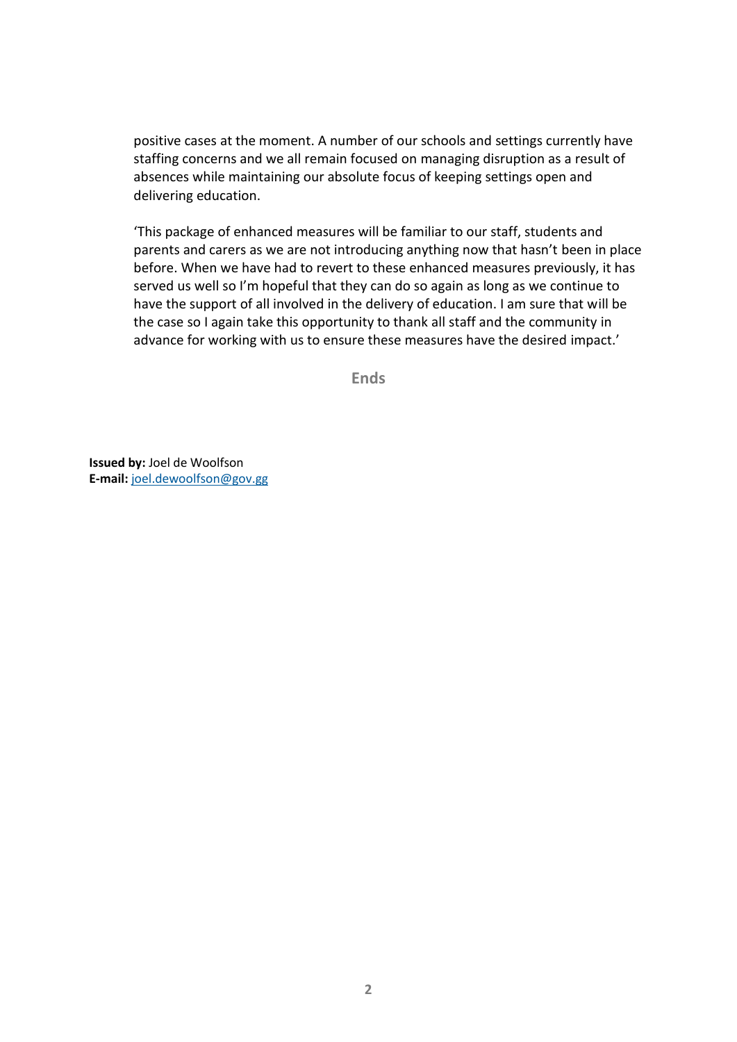positive cases at the moment. A number of our schools and settings currently have staffing concerns and we all remain focused on managing disruption as a result of absences while maintaining our absolute focus of keeping settings open and delivering education.

'This package of enhanced measures will be familiar to our staff, students and parents and carers as we are not introducing anything now that hasn't been in place before. When we have had to revert to these enhanced measures previously, it has served us well so I'm hopeful that they can do so again as long as we continue to have the support of all involved in the delivery of education. I am sure that will be the case so I again take this opportunity to thank all staff and the community in advance for working with us to ensure these measures have the desired impact.'

**Ends**

**Issued by:** Joel de Woolfson
**E-mail:** joel.dewoolfson@gov.gg